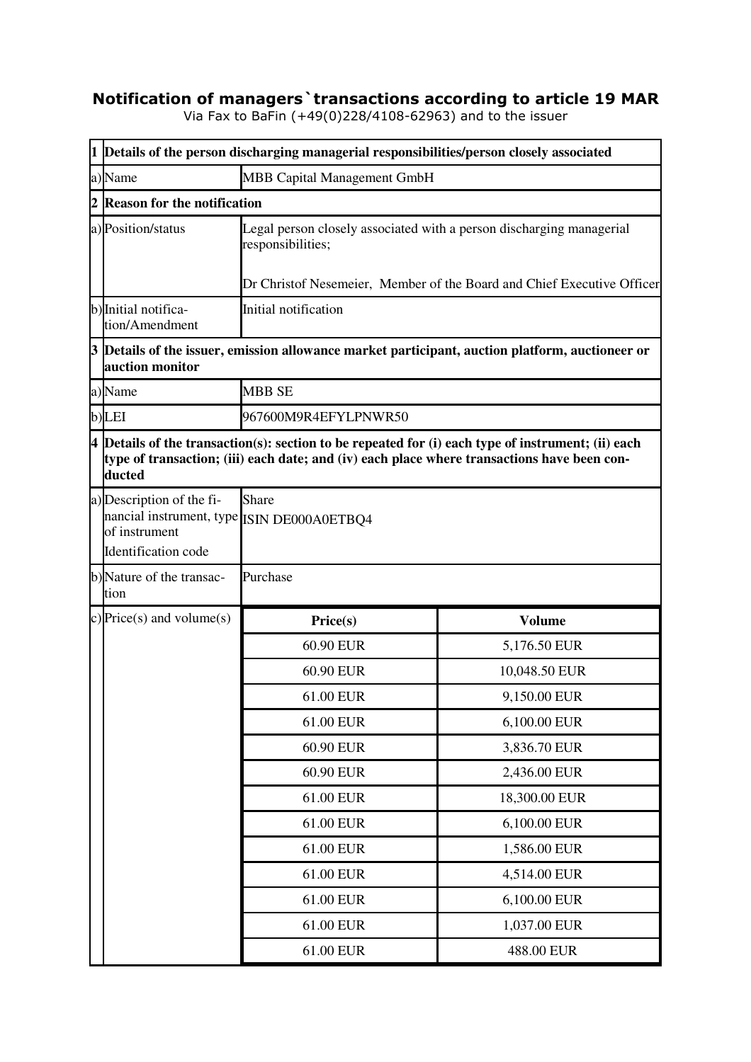# Notification of managers`transactions according to article 19 MAR

Via Fax to BaFin (+49(0)228/4108-62963) and to the issuer

| | | | |
|---|---|---|---|
| **1** | **Details of the person discharging managerial responsibilities/person closely associated** | | |
| a) | Name | MBB Capital Management GmbH | |
| **2** | **Reason for the notification** | | |
| a) | Position/status | Legal person closely associated with a person discharging managerial responsibilities;<br><br>Dr Christof Nesemeier, Member of the Board and Chief Executive Officer | |
| b) | Initial notification/Amendment | Initial notification | |
| **3** | **Details of the issuer, emission allowance market participant, auction platform, auctioneer or auction monitor** | | |
| a) | Name | MBB SE | |
| b) | LEI | 967600M9R4EFYLPNWR50 | |
| **4** | **Details of the transaction(s): section to be repeated for (i) each type of instrument; (ii) each type of transaction; (iii) each date; and (iv) each place where transactions have been conducted** | | |
| a) | Description of the financial instrument, type of instrument<br>Identification code | Share<br>ISIN DE000A0ETBQ4 | |
| b) | Nature of the transaction | Purchase | |
| c) | Price(s) and volume(s) | **Price(s)** | **Volume** |
| | | 60.90 EUR | 5,176.50 EUR |
| | | 60.90 EUR | 10,048.50 EUR |
| | | 61.00 EUR | 9,150.00 EUR |
| | | 61.00 EUR | 6,100.00 EUR |
| | | 60.90 EUR | 3,836.70 EUR |
| | | 60.90 EUR | 2,436.00 EUR |
| | | 61.00 EUR | 18,300.00 EUR |
| | | 61.00 EUR | 6,100.00 EUR |
| | | 61.00 EUR | 1,586.00 EUR |
| | | 61.00 EUR | 4,514.00 EUR |
| | | 61.00 EUR | 6,100.00 EUR |
| | | 61.00 EUR | 1,037.00 EUR |
| | | 61.00 EUR | 488.00 EUR |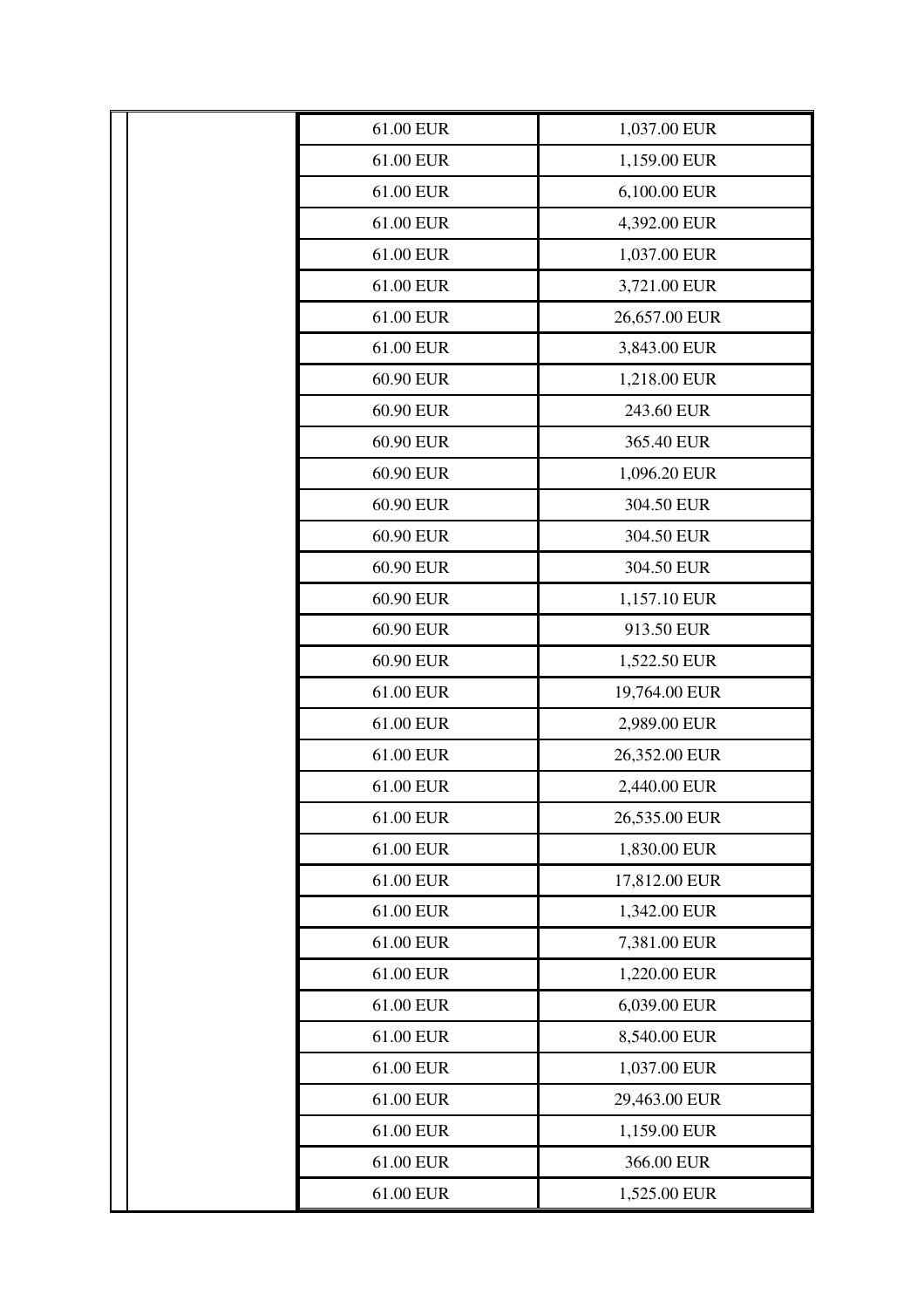| | | |
|---|---|---|
| | 61.00 EUR | 1,037.00 EUR |
| | 61.00 EUR | 1,159.00 EUR |
| | 61.00 EUR | 6,100.00 EUR |
| | 61.00 EUR | 4,392.00 EUR |
| | 61.00 EUR | 1,037.00 EUR |
| | 61.00 EUR | 3,721.00 EUR |
| | 61.00 EUR | 26,657.00 EUR |
| | 61.00 EUR | 3,843.00 EUR |
| | 60.90 EUR | 1,218.00 EUR |
| | 60.90 EUR | 243.60 EUR |
| | 60.90 EUR | 365.40 EUR |
| | 60.90 EUR | 1,096.20 EUR |
| | 60.90 EUR | 304.50 EUR |
| | 60.90 EUR | 304.50 EUR |
| | 60.90 EUR | 304.50 EUR |
| | 60.90 EUR | 1,157.10 EUR |
| | 60.90 EUR | 913.50 EUR |
| | 60.90 EUR | 1,522.50 EUR |
| | 61.00 EUR | 19,764.00 EUR |
| | 61.00 EUR | 2,989.00 EUR |
| | 61.00 EUR | 26,352.00 EUR |
| | 61.00 EUR | 2,440.00 EUR |
| | 61.00 EUR | 26,535.00 EUR |
| | 61.00 EUR | 1,830.00 EUR |
| | 61.00 EUR | 17,812.00 EUR |
| | 61.00 EUR | 1,342.00 EUR |
| | 61.00 EUR | 7,381.00 EUR |
| | 61.00 EUR | 1,220.00 EUR |
| | 61.00 EUR | 6,039.00 EUR |
| | 61.00 EUR | 8,540.00 EUR |
| | 61.00 EUR | 1,037.00 EUR |
| | 61.00 EUR | 29,463.00 EUR |
| | 61.00 EUR | 1,159.00 EUR |
| | 61.00 EUR | 366.00 EUR |
| | 61.00 EUR | 1,525.00 EUR |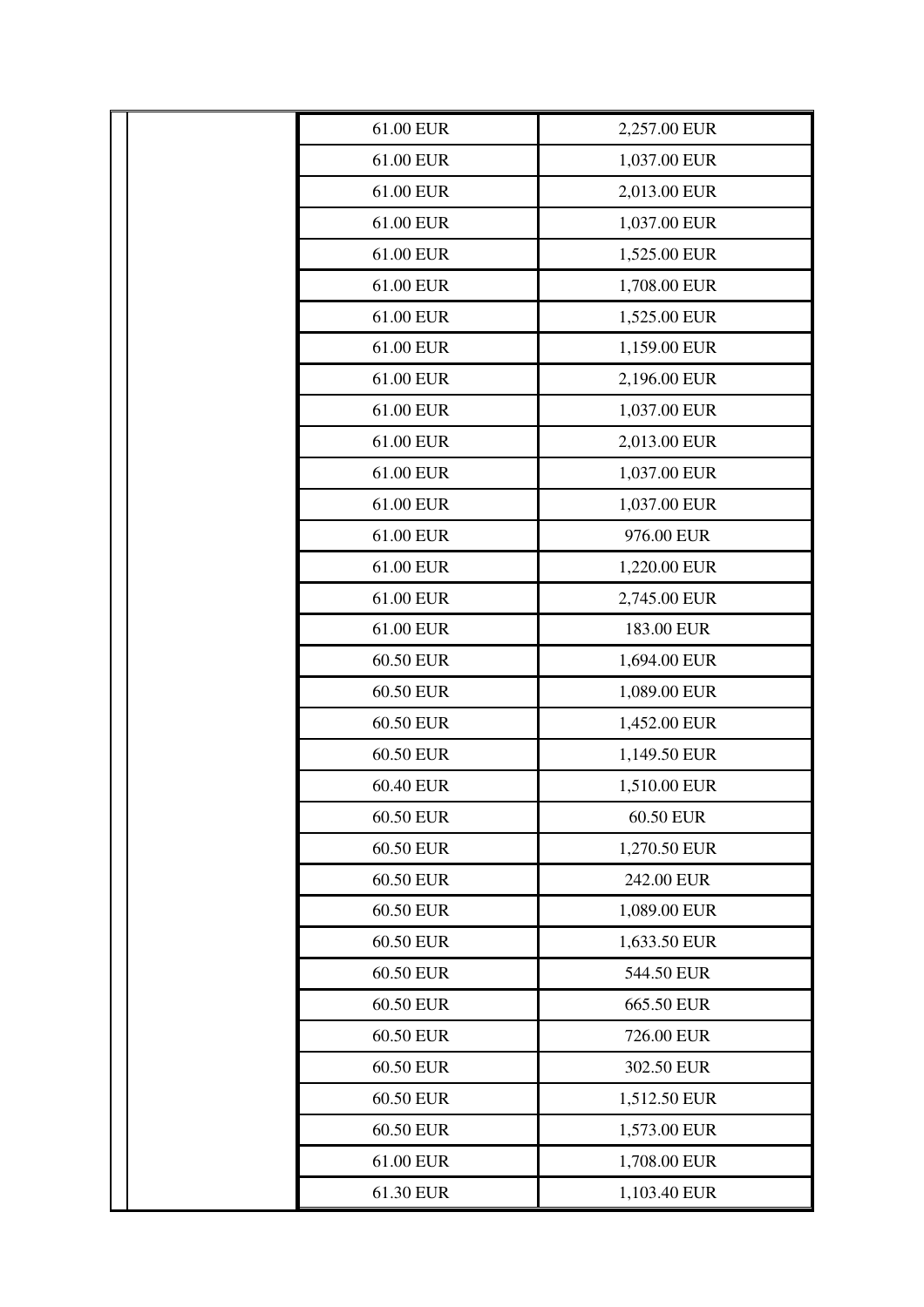| | | | |
|---|---|---|---|
| | | 61.00 EUR | 2,257.00 EUR |
| | | 61.00 EUR | 1,037.00 EUR |
| | | 61.00 EUR | 2,013.00 EUR |
| | | 61.00 EUR | 1,037.00 EUR |
| | | 61.00 EUR | 1,525.00 EUR |
| | | 61.00 EUR | 1,708.00 EUR |
| | | 61.00 EUR | 1,525.00 EUR |
| | | 61.00 EUR | 1,159.00 EUR |
| | | 61.00 EUR | 2,196.00 EUR |
| | | 61.00 EUR | 1,037.00 EUR |
| | | 61.00 EUR | 2,013.00 EUR |
| | | 61.00 EUR | 1,037.00 EUR |
| | | 61.00 EUR | 1,037.00 EUR |
| | | 61.00 EUR | 976.00 EUR |
| | | 61.00 EUR | 1,220.00 EUR |
| | | 61.00 EUR | 2,745.00 EUR |
| | | 61.00 EUR | 183.00 EUR |
| | | 60.50 EUR | 1,694.00 EUR |
| | | 60.50 EUR | 1,089.00 EUR |
| | | 60.50 EUR | 1,452.00 EUR |
| | | 60.50 EUR | 1,149.50 EUR |
| | | 60.40 EUR | 1,510.00 EUR |
| | | 60.50 EUR | 60.50 EUR |
| | | 60.50 EUR | 1,270.50 EUR |
| | | 60.50 EUR | 242.00 EUR |
| | | 60.50 EUR | 1,089.00 EUR |
| | | 60.50 EUR | 1,633.50 EUR |
| | | 60.50 EUR | 544.50 EUR |
| | | 60.50 EUR | 665.50 EUR |
| | | 60.50 EUR | 726.00 EUR |
| | | 60.50 EUR | 302.50 EUR |
| | | 60.50 EUR | 1,512.50 EUR |
| | | 60.50 EUR | 1,573.00 EUR |
| | | 61.00 EUR | 1,708.00 EUR |
| | | 61.30 EUR | 1,103.40 EUR |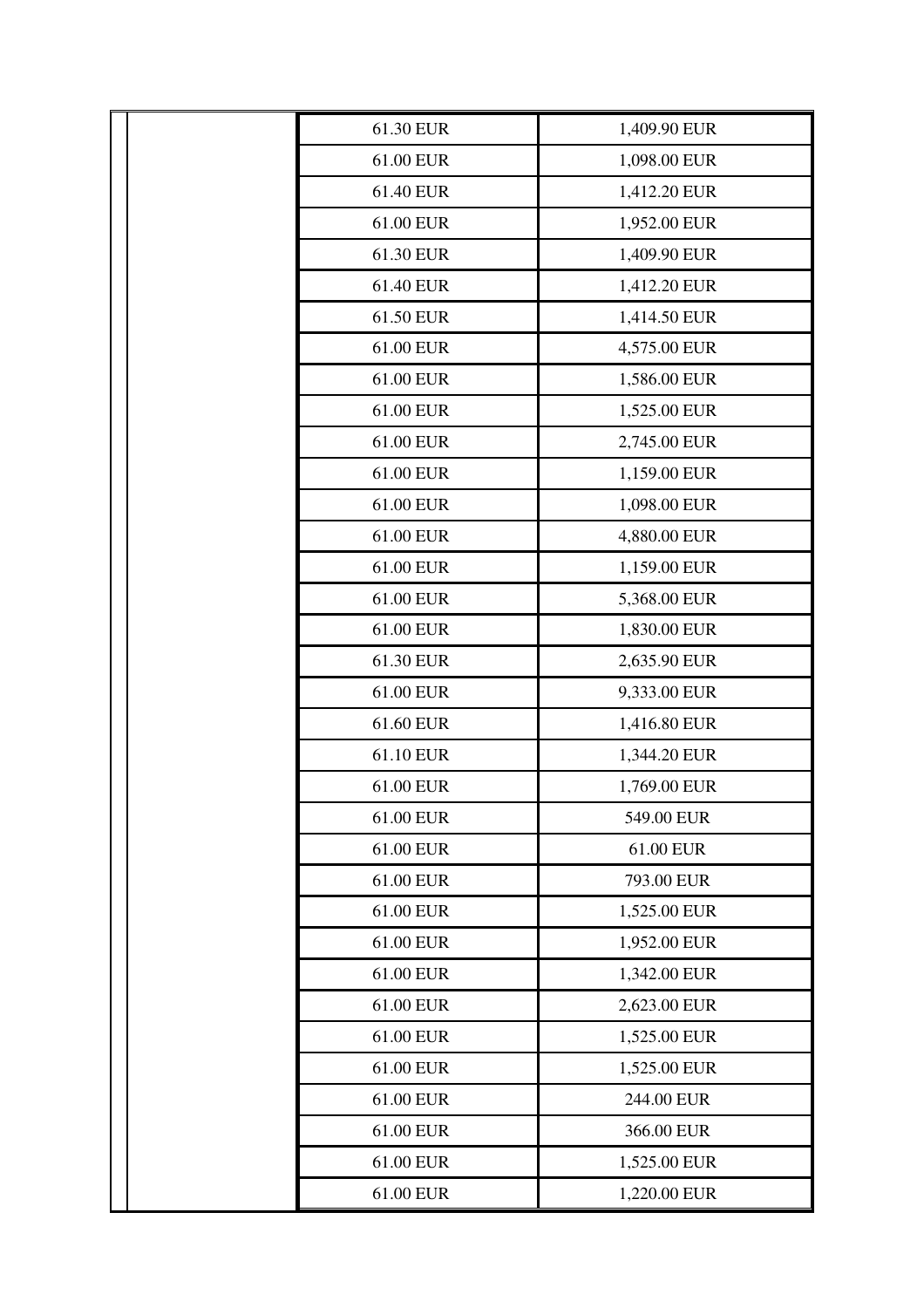| | | | |
|---|---|---|---|
| | | 61.30 EUR | 1,409.90 EUR |
| | | 61.00 EUR | 1,098.00 EUR |
| | | 61.40 EUR | 1,412.20 EUR |
| | | 61.00 EUR | 1,952.00 EUR |
| | | 61.30 EUR | 1,409.90 EUR |
| | | 61.40 EUR | 1,412.20 EUR |
| | | 61.50 EUR | 1,414.50 EUR |
| | | 61.00 EUR | 4,575.00 EUR |
| | | 61.00 EUR | 1,586.00 EUR |
| | | 61.00 EUR | 1,525.00 EUR |
| | | 61.00 EUR | 2,745.00 EUR |
| | | 61.00 EUR | 1,159.00 EUR |
| | | 61.00 EUR | 1,098.00 EUR |
| | | 61.00 EUR | 4,880.00 EUR |
| | | 61.00 EUR | 1,159.00 EUR |
| | | 61.00 EUR | 5,368.00 EUR |
| | | 61.00 EUR | 1,830.00 EUR |
| | | 61.30 EUR | 2,635.90 EUR |
| | | 61.00 EUR | 9,333.00 EUR |
| | | 61.60 EUR | 1,416.80 EUR |
| | | 61.10 EUR | 1,344.20 EUR |
| | | 61.00 EUR | 1,769.00 EUR |
| | | 61.00 EUR | 549.00 EUR |
| | | 61.00 EUR | 61.00 EUR |
| | | 61.00 EUR | 793.00 EUR |
| | | 61.00 EUR | 1,525.00 EUR |
| | | 61.00 EUR | 1,952.00 EUR |
| | | 61.00 EUR | 1,342.00 EUR |
| | | 61.00 EUR | 2,623.00 EUR |
| | | 61.00 EUR | 1,525.00 EUR |
| | | 61.00 EUR | 1,525.00 EUR |
| | | 61.00 EUR | 244.00 EUR |
| | | 61.00 EUR | 366.00 EUR |
| | | 61.00 EUR | 1,525.00 EUR |
| | | 61.00 EUR | 1,220.00 EUR |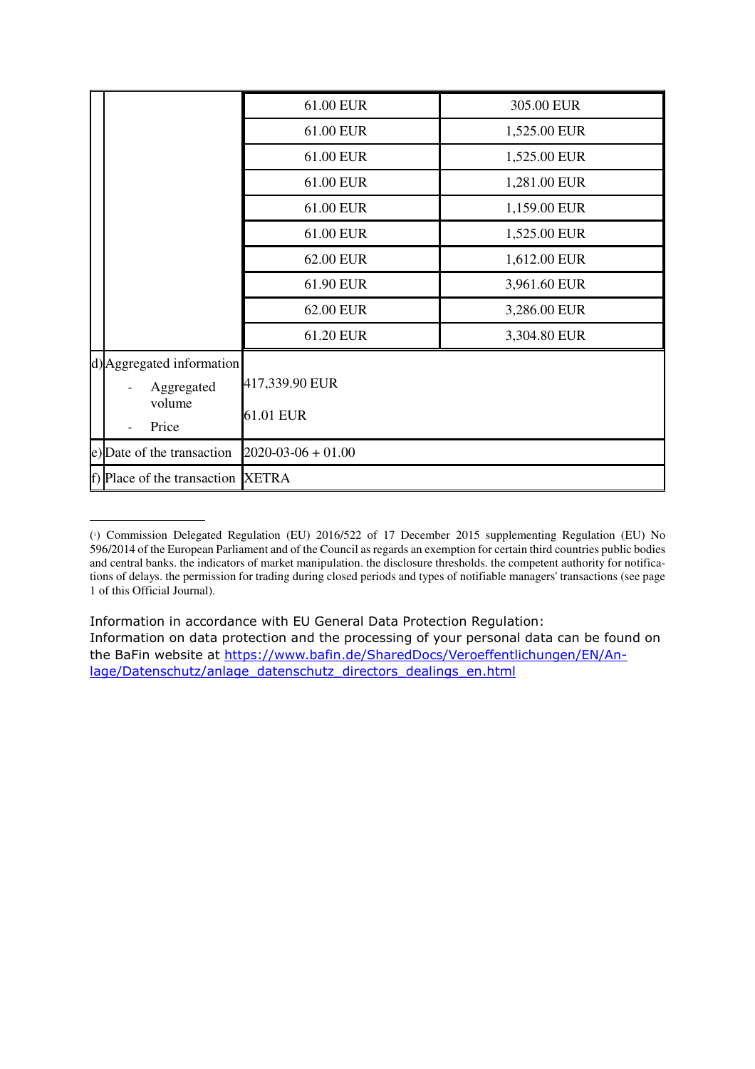| | | | |
|---|---|---|---|
| | | 61.00 EUR | 305.00 EUR |
| | | 61.00 EUR | 1,525.00 EUR |
| | | 61.00 EUR | 1,525.00 EUR |
| | | 61.00 EUR | 1,281.00 EUR |
| | | 61.00 EUR | 1,159.00 EUR |
| | | 61.00 EUR | 1,525.00 EUR |
| | | 62.00 EUR | 1,612.00 EUR |
| | | 61.90 EUR | 3,961.60 EUR |
| | | 62.00 EUR | 3,286.00 EUR |
| | | 61.20 EUR | 3,304.80 EUR |
| d) | Aggregated information<br>- Aggregated volume<br>- Price | 417,339.90 EUR<br>61.01 EUR | |
| e) | Date of the transaction | 2020-03-06 + 01.00 | |
| f) | Place of the transaction | XETRA | |

(1) Commission Delegated Regulation (EU) 2016/522 of 17 December 2015 supplementing Regulation (EU) No 596/2014 of the European Parliament and of the Council as regards an exemption for certain third countries public bodies and central banks. the indicators of market manipulation. the disclosure thresholds. the competent authority for notifications of delays. the permission for trading during closed periods and types of notifiable managers' transactions (see page 1 of this Official Journal).

Information in accordance with EU General Data Protection Regulation:
Information on data protection and the processing of your personal data can be found on the BaFin website at https://www.bafin.de/SharedDocs/Veroeffentlichungen/EN/Anlage/Datenschutz/anlage_datenschutz_directors_dealings_en.html